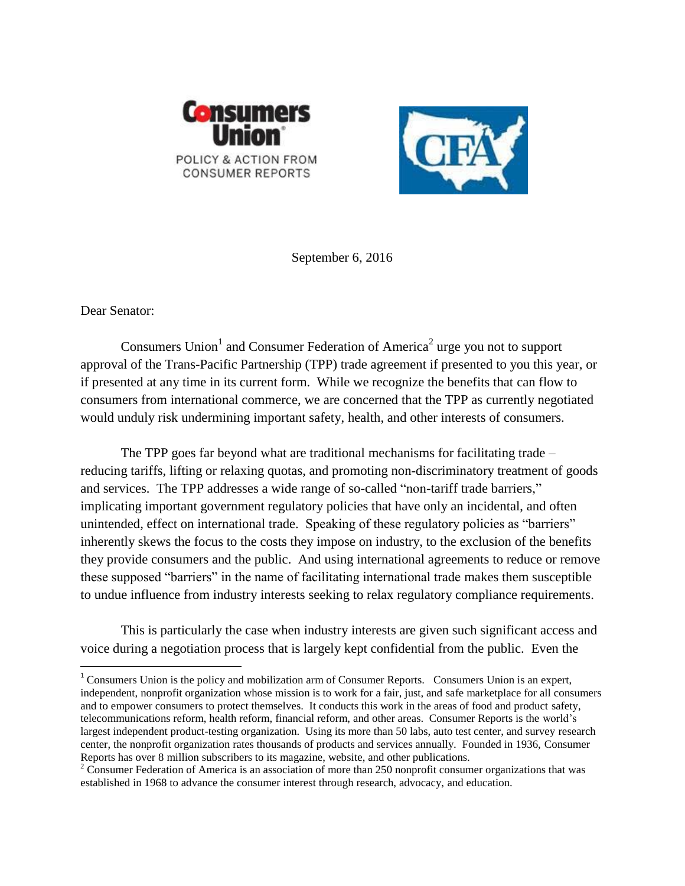Consumers Union

POLICY & ACTION FROM CONSUMER REPORTS

CFA

September 6, 2016

Dear Senator:

Consumers Union[1] and Consumer Federation of America[2] urge you not to support approval of the Trans-Pacific Partnership (TPP) trade agreement if presented to you this year, or if presented at any time in its current form. While we recognize the benefits that can flow to consumers from international commerce, we are concerned that the TPP as currently negotiated would unduly risk undermining important safety, health, and other interests of consumers.

The TPP goes far beyond what are traditional mechanisms for facilitating trade – reducing tariffs, lifting or relaxing quotas, and promoting non-discriminatory treatment of goods and services. The TPP addresses a wide range of so-called "non-tariff trade barriers," implicating important government regulatory policies that have only an incidental, and often unintended, effect on international trade. Speaking of these regulatory policies as "barriers" inherently skews the focus to the costs they impose on industry, to the exclusion of the benefits they provide consumers and the public. And using international agreements to reduce or remove these supposed "barriers" in the name of facilitating international trade makes them susceptible to undue influence from industry interests seeking to relax regulatory compliance requirements.

This is particularly the case when industry interests are given such significant access and voice during a negotiation process that is largely kept confidential from the public. Even the

---

[1] Consumers Union is the policy and mobilization arm of Consumer Reports. Consumers Union is an expert, independent, nonprofit organization whose mission is to work for a fair, just, and safe marketplace for all consumers and to empower consumers to protect themselves. It conducts this work in the areas of food and product safety, telecommunications reform, health reform, financial reform, and other areas. Consumer Reports is the world's largest independent product-testing organization. Using its more than 50 labs, auto test center, and survey research center, the nonprofit organization rates thousands of products and services annually. Founded in 1936, Consumer Reports has over 8 million subscribers to its magazine, website, and other publications.

[2] Consumer Federation of America is an association of more than 250 nonprofit consumer organizations that was established in 1968 to advance the consumer interest through research, advocacy, and education.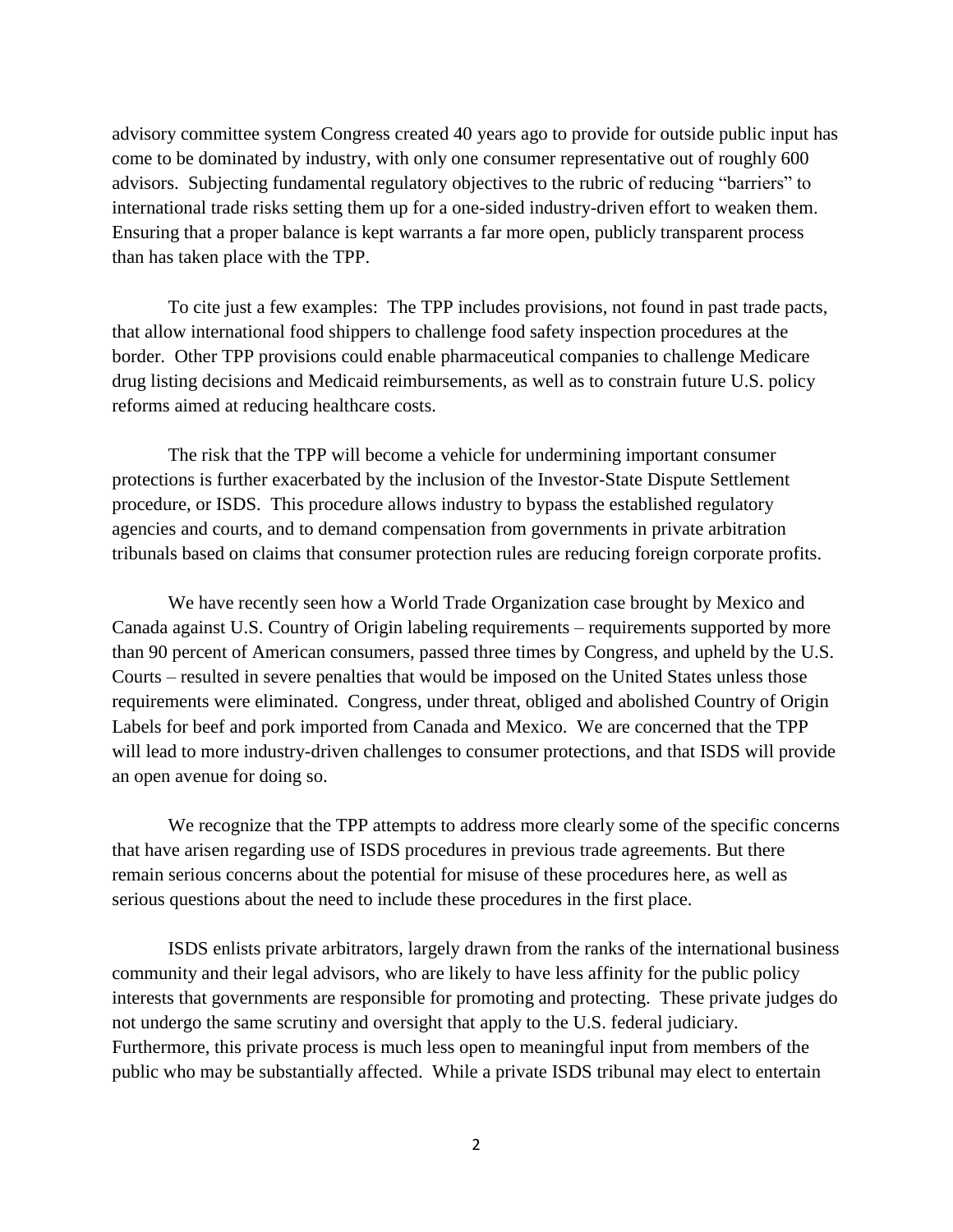advisory committee system Congress created 40 years ago to provide for outside public input has come to be dominated by industry, with only one consumer representative out of roughly 600 advisors. Subjecting fundamental regulatory objectives to the rubric of reducing "barriers" to international trade risks setting them up for a one-sided industry-driven effort to weaken them. Ensuring that a proper balance is kept warrants a far more open, publicly transparent process than has taken place with the TPP.

To cite just a few examples: The TPP includes provisions, not found in past trade pacts, that allow international food shippers to challenge food safety inspection procedures at the border. Other TPP provisions could enable pharmaceutical companies to challenge Medicare drug listing decisions and Medicaid reimbursements, as well as to constrain future U.S. policy reforms aimed at reducing healthcare costs.

The risk that the TPP will become a vehicle for undermining important consumer protections is further exacerbated by the inclusion of the Investor-State Dispute Settlement procedure, or ISDS. This procedure allows industry to bypass the established regulatory agencies and courts, and to demand compensation from governments in private arbitration tribunals based on claims that consumer protection rules are reducing foreign corporate profits.

We have recently seen how a World Trade Organization case brought by Mexico and Canada against U.S. Country of Origin labeling requirements – requirements supported by more than 90 percent of American consumers, passed three times by Congress, and upheld by the U.S. Courts – resulted in severe penalties that would be imposed on the United States unless those requirements were eliminated. Congress, under threat, obliged and abolished Country of Origin Labels for beef and pork imported from Canada and Mexico. We are concerned that the TPP will lead to more industry-driven challenges to consumer protections, and that ISDS will provide an open avenue for doing so.

We recognize that the TPP attempts to address more clearly some of the specific concerns that have arisen regarding use of ISDS procedures in previous trade agreements. But there remain serious concerns about the potential for misuse of these procedures here, as well as serious questions about the need to include these procedures in the first place.

ISDS enlists private arbitrators, largely drawn from the ranks of the international business community and their legal advisors, who are likely to have less affinity for the public policy interests that governments are responsible for promoting and protecting. These private judges do not undergo the same scrutiny and oversight that apply to the U.S. federal judiciary. Furthermore, this private process is much less open to meaningful input from members of the public who may be substantially affected. While a private ISDS tribunal may elect to entertain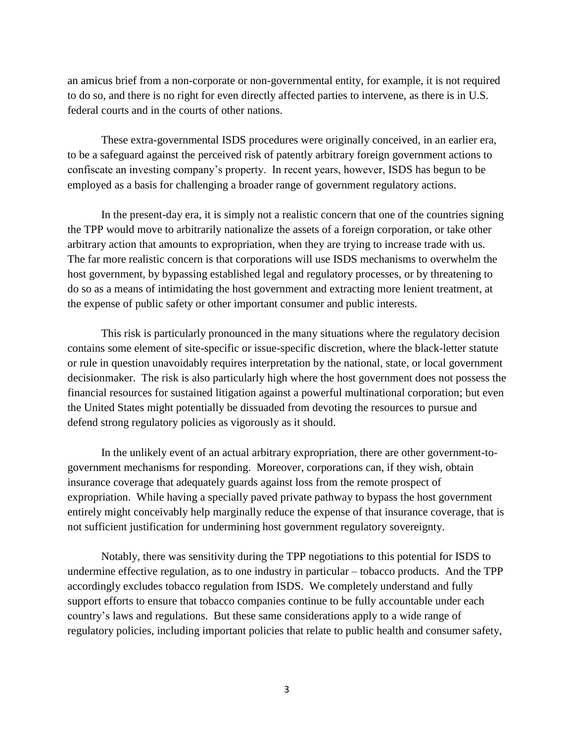an amicus brief from a non-corporate or non-governmental entity, for example, it is not required to do so, and there is no right for even directly affected parties to intervene, as there is in U.S. federal courts and in the courts of other nations.

These extra-governmental ISDS procedures were originally conceived, in an earlier era, to be a safeguard against the perceived risk of patently arbitrary foreign government actions to confiscate an investing company's property. In recent years, however, ISDS has begun to be employed as a basis for challenging a broader range of government regulatory actions.

In the present-day era, it is simply not a realistic concern that one of the countries signing the TPP would move to arbitrarily nationalize the assets of a foreign corporation, or take other arbitrary action that amounts to expropriation, when they are trying to increase trade with us. The far more realistic concern is that corporations will use ISDS mechanisms to overwhelm the host government, by bypassing established legal and regulatory processes, or by threatening to do so as a means of intimidating the host government and extracting more lenient treatment, at the expense of public safety or other important consumer and public interests.

This risk is particularly pronounced in the many situations where the regulatory decision contains some element of site-specific or issue-specific discretion, where the black-letter statute or rule in question unavoidably requires interpretation by the national, state, or local government decisionmaker. The risk is also particularly high where the host government does not possess the financial resources for sustained litigation against a powerful multinational corporation; but even the United States might potentially be dissuaded from devoting the resources to pursue and defend strong regulatory policies as vigorously as it should.

In the unlikely event of an actual arbitrary expropriation, there are other government-to-government mechanisms for responding. Moreover, corporations can, if they wish, obtain insurance coverage that adequately guards against loss from the remote prospect of expropriation. While having a specially paved private pathway to bypass the host government entirely might conceivably help marginally reduce the expense of that insurance coverage, that is not sufficient justification for undermining host government regulatory sovereignty.

Notably, there was sensitivity during the TPP negotiations to this potential for ISDS to undermine effective regulation, as to one industry in particular – tobacco products. And the TPP accordingly excludes tobacco regulation from ISDS. We completely understand and fully support efforts to ensure that tobacco companies continue to be fully accountable under each country's laws and regulations. But these same considerations apply to a wide range of regulatory policies, including important policies that relate to public health and consumer safety,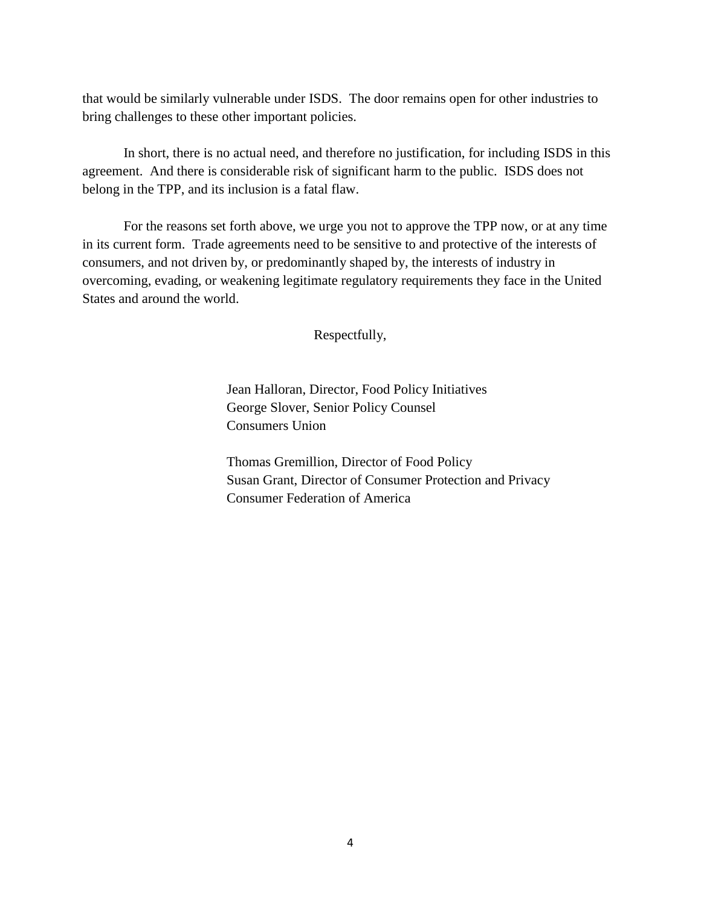that would be similarly vulnerable under ISDS. The door remains open for other industries to bring challenges to these other important policies.

In short, there is no actual need, and therefore no justification, for including ISDS in this agreement. And there is considerable risk of significant harm to the public. ISDS does not belong in the TPP, and its inclusion is a fatal flaw.

For the reasons set forth above, we urge you not to approve the TPP now, or at any time in its current form. Trade agreements need to be sensitive to and protective of the interests of consumers, and not driven by, or predominantly shaped by, the interests of industry in overcoming, evading, or weakening legitimate regulatory requirements they face in the United States and around the world.

Respectfully,

Jean Halloran, Director, Food Policy Initiatives
George Slover, Senior Policy Counsel
Consumers Union

Thomas Gremillion, Director of Food Policy
Susan Grant, Director of Consumer Protection and Privacy
Consumer Federation of America